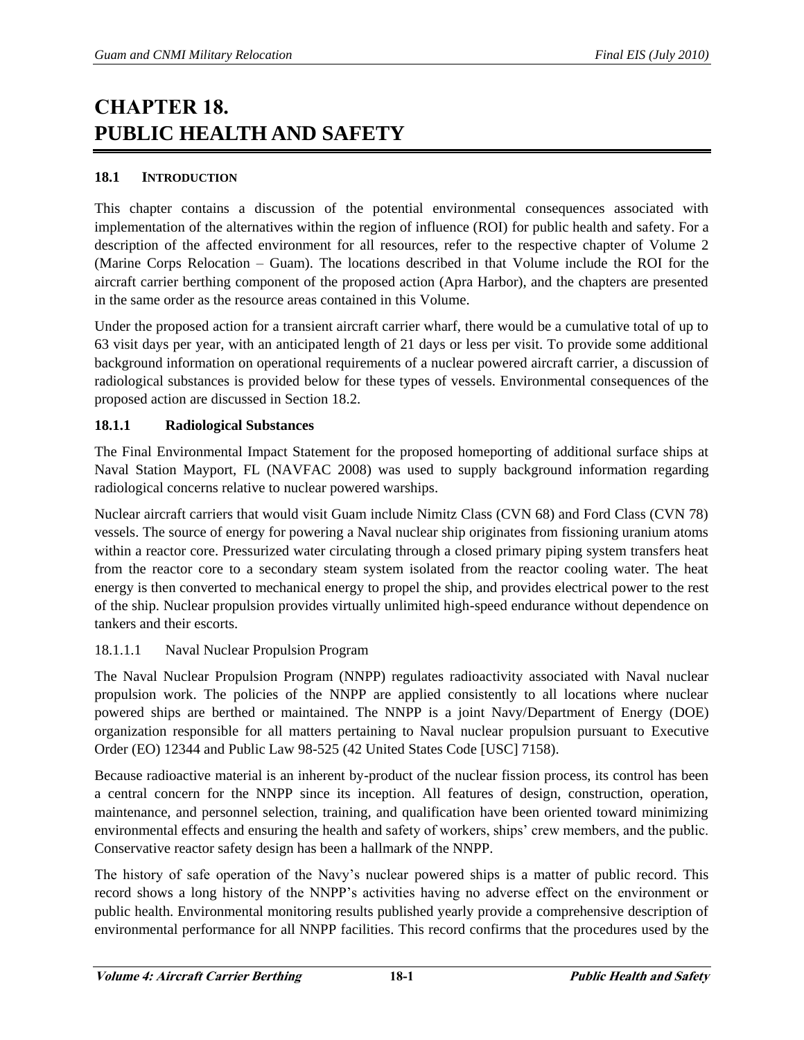# CHAPTER 18. PUBLIC HEALTH AND SAFETY

## 18.1 INTRODUCTION

This chapter contains a discussion of the potential environmental consequences associated with implementation of the alternatives within the region of influence (ROI) for public health and safety. For a description of the affected environment for all resources, refer to the respective chapter of Volume 2 (Marine Corps Relocation – Guam). The locations described in that Volume include the ROI for the aircraft carrier berthing component of the proposed action (Apra Harbor), and the chapters are presented in the same order as the resource areas contained in this Volume.

Under the proposed action for a transient aircraft carrier wharf, there would be a cumulative total of up to 63 visit days per year, with an anticipated length of 21 days or less per visit. To provide some additional background information on operational requirements of a nuclear powered aircraft carrier, a discussion of radiological substances is provided below for these types of vessels. Environmental consequences of the proposed action are discussed in Section 18.2.

### 18.1.1 Radiological Substances

The Final Environmental Impact Statement for the proposed homeporting of additional surface ships at Naval Station Mayport, FL (NAVFAC 2008) was used to supply background information regarding radiological concerns relative to nuclear powered warships.

Nuclear aircraft carriers that would visit Guam include Nimitz Class (CVN 68) and Ford Class (CVN 78) vessels. The source of energy for powering a Naval nuclear ship originates from fissioning uranium atoms within a reactor core. Pressurized water circulating through a closed primary piping system transfers heat from the reactor core to a secondary steam system isolated from the reactor cooling water. The heat energy is then converted to mechanical energy to propel the ship, and provides electrical power to the rest of the ship. Nuclear propulsion provides virtually unlimited high-speed endurance without dependence on tankers and their escorts.

#### 18.1.1.1 Naval Nuclear Propulsion Program

The Naval Nuclear Propulsion Program (NNPP) regulates radioactivity associated with Naval nuclear propulsion work. The policies of the NNPP are applied consistently to all locations where nuclear powered ships are berthed or maintained. The NNPP is a joint Navy/Department of Energy (DOE) organization responsible for all matters pertaining to Naval nuclear propulsion pursuant to Executive Order (EO) 12344 and Public Law 98-525 (42 United States Code [USC] 7158).

Because radioactive material is an inherent by-product of the nuclear fission process, its control has been a central concern for the NNPP since its inception. All features of design, construction, operation, maintenance, and personnel selection, training, and qualification have been oriented toward minimizing environmental effects and ensuring the health and safety of workers, ships' crew members, and the public. Conservative reactor safety design has been a hallmark of the NNPP.

The history of safe operation of the Navy's nuclear powered ships is a matter of public record. This record shows a long history of the NNPP's activities having no adverse effect on the environment or public health. Environmental monitoring results published yearly provide a comprehensive description of environmental performance for all NNPP facilities. This record confirms that the procedures used by the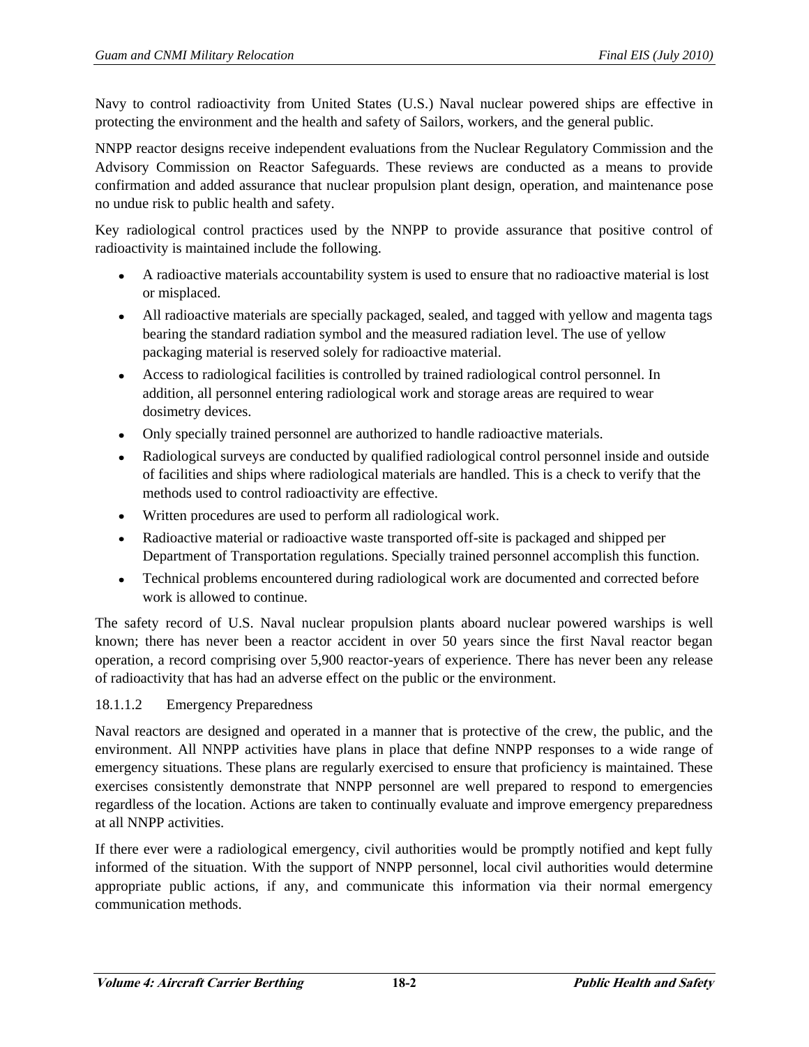Navy to control radioactivity from United States (U.S.) Naval nuclear powered ships are effective in protecting the environment and the health and safety of Sailors, workers, and the general public.

NNPP reactor designs receive independent evaluations from the Nuclear Regulatory Commission and the Advisory Commission on Reactor Safeguards. These reviews are conducted as a means to provide confirmation and added assurance that nuclear propulsion plant design, operation, and maintenance pose no undue risk to public health and safety.

Key radiological control practices used by the NNPP to provide assurance that positive control of radioactivity is maintained include the following.

- A radioactive materials accountability system is used to ensure that no radioactive material is lost or misplaced.
- All radioactive materials are specially packaged, sealed, and tagged with yellow and magenta tags bearing the standard radiation symbol and the measured radiation level. The use of yellow packaging material is reserved solely for radioactive material.
- Access to radiological facilities is controlled by trained radiological control personnel. In addition, all personnel entering radiological work and storage areas are required to wear dosimetry devices.
- Only specially trained personnel are authorized to handle radioactive materials.
- Radiological surveys are conducted by qualified radiological control personnel inside and outside of facilities and ships where radiological materials are handled. This is a check to verify that the methods used to control radioactivity are effective.
- Written procedures are used to perform all radiological work.
- Radioactive material or radioactive waste transported off-site is packaged and shipped per Department of Transportation regulations. Specially trained personnel accomplish this function.
- Technical problems encountered during radiological work are documented and corrected before work is allowed to continue.

The safety record of U.S. Naval nuclear propulsion plants aboard nuclear powered warships is well known; there has never been a reactor accident in over 50 years since the first Naval reactor began operation, a record comprising over 5,900 reactor-years of experience. There has never been any release of radioactivity that has had an adverse effect on the public or the environment.

#### 18.1.1.2 Emergency Preparedness

Naval reactors are designed and operated in a manner that is protective of the crew, the public, and the environment. All NNPP activities have plans in place that define NNPP responses to a wide range of emergency situations. These plans are regularly exercised to ensure that proficiency is maintained. These exercises consistently demonstrate that NNPP personnel are well prepared to respond to emergencies regardless of the location. Actions are taken to continually evaluate and improve emergency preparedness at all NNPP activities.

If there ever were a radiological emergency, civil authorities would be promptly notified and kept fully informed of the situation. With the support of NNPP personnel, local civil authorities would determine appropriate public actions, if any, and communicate this information via their normal emergency communication methods.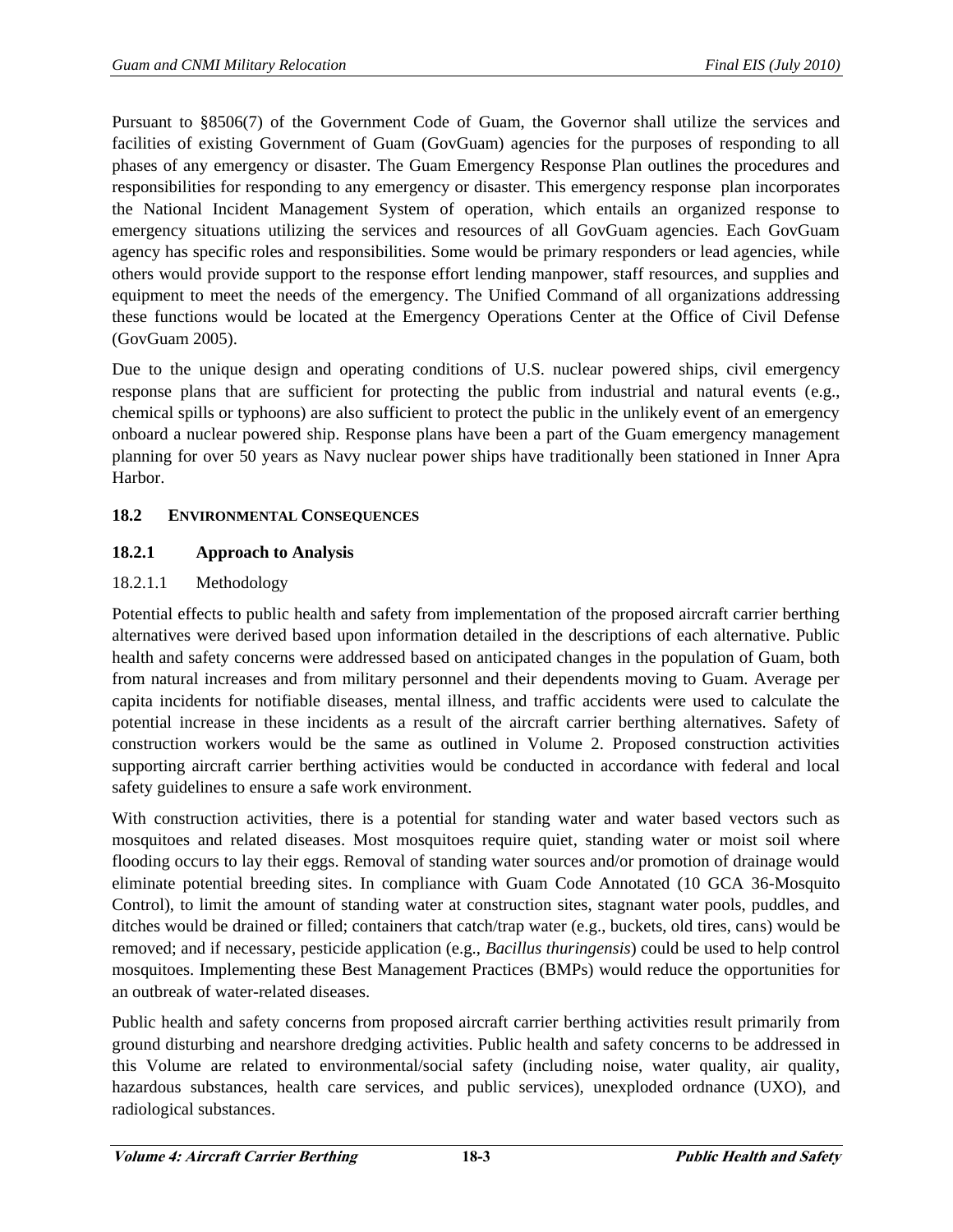Pursuant to §8506(7) of the Government Code of Guam, the Governor shall utilize the services and facilities of existing Government of Guam (GovGuam) agencies for the purposes of responding to all phases of any emergency or disaster. The Guam Emergency Response Plan outlines the procedures and responsibilities for responding to any emergency or disaster. This emergency response plan incorporates the National Incident Management System of operation, which entails an organized response to emergency situations utilizing the services and resources of all GovGuam agencies. Each GovGuam agency has specific roles and responsibilities. Some would be primary responders or lead agencies, while others would provide support to the response effort lending manpower, staff resources, and supplies and equipment to meet the needs of the emergency. The Unified Command of all organizations addressing these functions would be located at the Emergency Operations Center at the Office of Civil Defense (GovGuam 2005).

Due to the unique design and operating conditions of U.S. nuclear powered ships, civil emergency response plans that are sufficient for protecting the public from industrial and natural events (e.g., chemical spills or typhoons) are also sufficient to protect the public in the unlikely event of an emergency onboard a nuclear powered ship. Response plans have been a part of the Guam emergency management planning for over 50 years as Navy nuclear power ships have traditionally been stationed in Inner Apra Harbor.

## 18.2 ENVIRONMENTAL CONSEQUENCES

### 18.2.1 Approach to Analysis

#### 18.2.1.1 Methodology

Potential effects to public health and safety from implementation of the proposed aircraft carrier berthing alternatives were derived based upon information detailed in the descriptions of each alternative. Public health and safety concerns were addressed based on anticipated changes in the population of Guam, both from natural increases and from military personnel and their dependents moving to Guam. Average per capita incidents for notifiable diseases, mental illness, and traffic accidents were used to calculate the potential increase in these incidents as a result of the aircraft carrier berthing alternatives. Safety of construction workers would be the same as outlined in Volume 2. Proposed construction activities supporting aircraft carrier berthing activities would be conducted in accordance with federal and local safety guidelines to ensure a safe work environment.

With construction activities, there is a potential for standing water and water based vectors such as mosquitoes and related diseases. Most mosquitoes require quiet, standing water or moist soil where flooding occurs to lay their eggs. Removal of standing water sources and/or promotion of drainage would eliminate potential breeding sites. In compliance with Guam Code Annotated (10 GCA 36-Mosquito Control), to limit the amount of standing water at construction sites, stagnant water pools, puddles, and ditches would be drained or filled; containers that catch/trap water (e.g., buckets, old tires, cans) would be removed; and if necessary, pesticide application (e.g., *Bacillus thuringensis*) could be used to help control mosquitoes. Implementing these Best Management Practices (BMPs) would reduce the opportunities for an outbreak of water-related diseases.

Public health and safety concerns from proposed aircraft carrier berthing activities result primarily from ground disturbing and nearshore dredging activities. Public health and safety concerns to be addressed in this Volume are related to environmental/social safety (including noise, water quality, air quality, hazardous substances, health care services, and public services), unexploded ordnance (UXO), and radiological substances.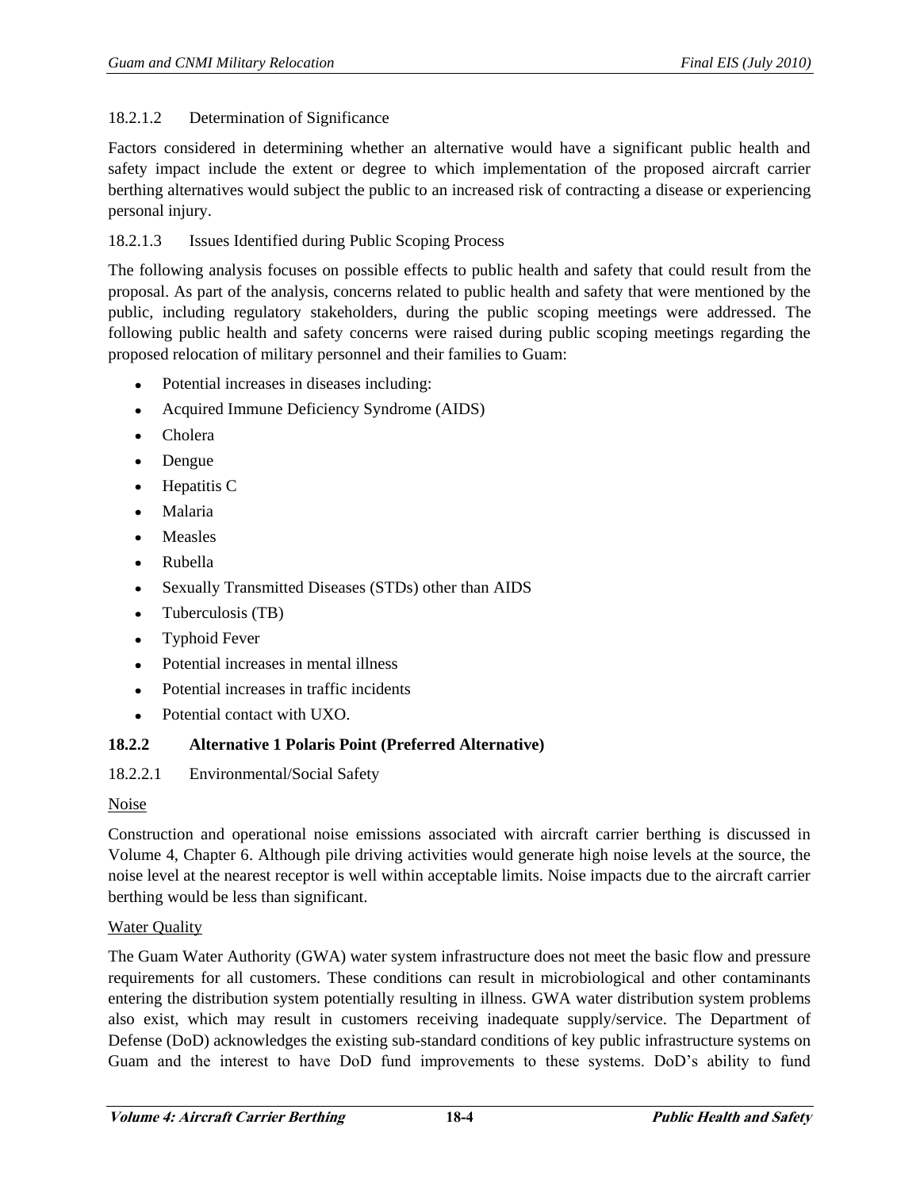#### 18.2.1.2 Determination of Significance

Factors considered in determining whether an alternative would have a significant public health and safety impact include the extent or degree to which implementation of the proposed aircraft carrier berthing alternatives would subject the public to an increased risk of contracting a disease or experiencing personal injury.

#### 18.2.1.3 Issues Identified during Public Scoping Process

The following analysis focuses on possible effects to public health and safety that could result from the proposal. As part of the analysis, concerns related to public health and safety that were mentioned by the public, including regulatory stakeholders, during the public scoping meetings were addressed. The following public health and safety concerns were raised during public scoping meetings regarding the proposed relocation of military personnel and their families to Guam:

- Potential increases in diseases including:
- Acquired Immune Deficiency Syndrome (AIDS)
- Cholera
- Dengue
- Hepatitis C
- Malaria
- Measles
- Rubella
- Sexually Transmitted Diseases (STDs) other than AIDS
- Tuberculosis (TB)
- Typhoid Fever
- Potential increases in mental illness
- Potential increases in traffic incidents
- Potential contact with UXO.

### 18.2.2 Alternative 1 Polaris Point (Preferred Alternative)

#### 18.2.2.1 Environmental/Social Safety

Noise

Construction and operational noise emissions associated with aircraft carrier berthing is discussed in Volume 4, Chapter 6. Although pile driving activities would generate high noise levels at the source, the noise level at the nearest receptor is well within acceptable limits. Noise impacts due to the aircraft carrier berthing would be less than significant.

Water Quality

The Guam Water Authority (GWA) water system infrastructure does not meet the basic flow and pressure requirements for all customers. These conditions can result in microbiological and other contaminants entering the distribution system potentially resulting in illness. GWA water distribution system problems also exist, which may result in customers receiving inadequate supply/service. The Department of Defense (DoD) acknowledges the existing sub-standard conditions of key public infrastructure systems on Guam and the interest to have DoD fund improvements to these systems. DoD's ability to fund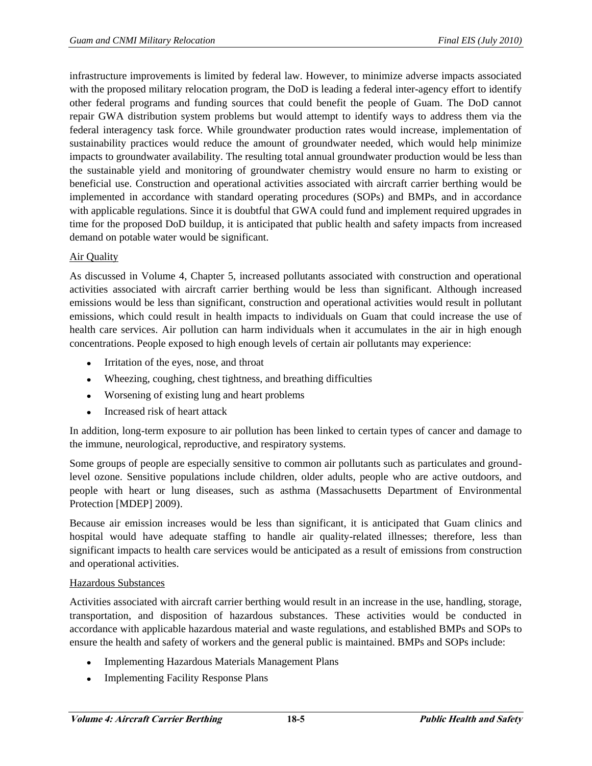infrastructure improvements is limited by federal law. However, to minimize adverse impacts associated with the proposed military relocation program, the DoD is leading a federal inter-agency effort to identify other federal programs and funding sources that could benefit the people of Guam. The DoD cannot repair GWA distribution system problems but would attempt to identify ways to address them via the federal interagency task force. While groundwater production rates would increase, implementation of sustainability practices would reduce the amount of groundwater needed, which would help minimize impacts to groundwater availability. The resulting total annual groundwater production would be less than the sustainable yield and monitoring of groundwater chemistry would ensure no harm to existing or beneficial use. Construction and operational activities associated with aircraft carrier berthing would be implemented in accordance with standard operating procedures (SOPs) and BMPs, and in accordance with applicable regulations. Since it is doubtful that GWA could fund and implement required upgrades in time for the proposed DoD buildup, it is anticipated that public health and safety impacts from increased demand on potable water would be significant.

Air Quality

As discussed in Volume 4, Chapter 5, increased pollutants associated with construction and operational activities associated with aircraft carrier berthing would be less than significant. Although increased emissions would be less than significant, construction and operational activities would result in pollutant emissions, which could result in health impacts to individuals on Guam that could increase the use of health care services. Air pollution can harm individuals when it accumulates in the air in high enough concentrations. People exposed to high enough levels of certain air pollutants may experience:

- Irritation of the eyes, nose, and throat
- Wheezing, coughing, chest tightness, and breathing difficulties
- Worsening of existing lung and heart problems
- Increased risk of heart attack

In addition, long-term exposure to air pollution has been linked to certain types of cancer and damage to the immune, neurological, reproductive, and respiratory systems.

Some groups of people are especially sensitive to common air pollutants such as particulates and ground-level ozone. Sensitive populations include children, older adults, people who are active outdoors, and people with heart or lung diseases, such as asthma (Massachusetts Department of Environmental Protection [MDEP] 2009).

Because air emission increases would be less than significant, it is anticipated that Guam clinics and hospital would have adequate staffing to handle air quality-related illnesses; therefore, less than significant impacts to health care services would be anticipated as a result of emissions from construction and operational activities.

Hazardous Substances

Activities associated with aircraft carrier berthing would result in an increase in the use, handling, storage, transportation, and disposition of hazardous substances. These activities would be conducted in accordance with applicable hazardous material and waste regulations, and established BMPs and SOPs to ensure the health and safety of workers and the general public is maintained. BMPs and SOPs include:

- Implementing Hazardous Materials Management Plans
- Implementing Facility Response Plans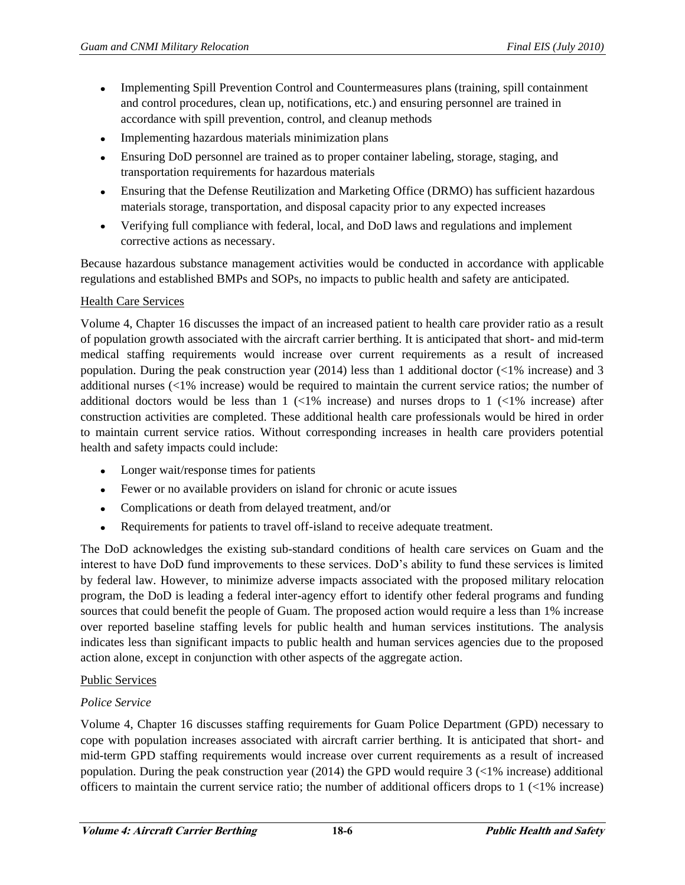- Implementing Spill Prevention Control and Countermeasures plans (training, spill containment and control procedures, clean up, notifications, etc.) and ensuring personnel are trained in accordance with spill prevention, control, and cleanup methods
- Implementing hazardous materials minimization plans
- Ensuring DoD personnel are trained as to proper container labeling, storage, staging, and transportation requirements for hazardous materials
- Ensuring that the Defense Reutilization and Marketing Office (DRMO) has sufficient hazardous materials storage, transportation, and disposal capacity prior to any expected increases
- Verifying full compliance with federal, local, and DoD laws and regulations and implement corrective actions as necessary.

Because hazardous substance management activities would be conducted in accordance with applicable regulations and established BMPs and SOPs, no impacts to public health and safety are anticipated.

Health Care Services

Volume 4, Chapter 16 discusses the impact of an increased patient to health care provider ratio as a result of population growth associated with the aircraft carrier berthing. It is anticipated that short- and mid-term medical staffing requirements would increase over current requirements as a result of increased population. During the peak construction year (2014) less than 1 additional doctor (<1% increase) and 3 additional nurses (<1% increase) would be required to maintain the current service ratios; the number of additional doctors would be less than 1 (<1% increase) and nurses drops to 1 (<1% increase) after construction activities are completed. These additional health care professionals would be hired in order to maintain current service ratios. Without corresponding increases in health care providers potential health and safety impacts could include:

- Longer wait/response times for patients
- Fewer or no available providers on island for chronic or acute issues
- Complications or death from delayed treatment, and/or
- Requirements for patients to travel off-island to receive adequate treatment.

The DoD acknowledges the existing sub-standard conditions of health care services on Guam and the interest to have DoD fund improvements to these services. DoD's ability to fund these services is limited by federal law. However, to minimize adverse impacts associated with the proposed military relocation program, the DoD is leading a federal inter-agency effort to identify other federal programs and funding sources that could benefit the people of Guam. The proposed action would require a less than 1% increase over reported baseline staffing levels for public health and human services institutions. The analysis indicates less than significant impacts to public health and human services agencies due to the proposed action alone, except in conjunction with other aspects of the aggregate action.

Public Services

*Police Service*

Volume 4, Chapter 16 discusses staffing requirements for Guam Police Department (GPD) necessary to cope with population increases associated with aircraft carrier berthing. It is anticipated that short- and mid-term GPD staffing requirements would increase over current requirements as a result of increased population. During the peak construction year (2014) the GPD would require 3 (<1% increase) additional officers to maintain the current service ratio; the number of additional officers drops to 1 (<1% increase)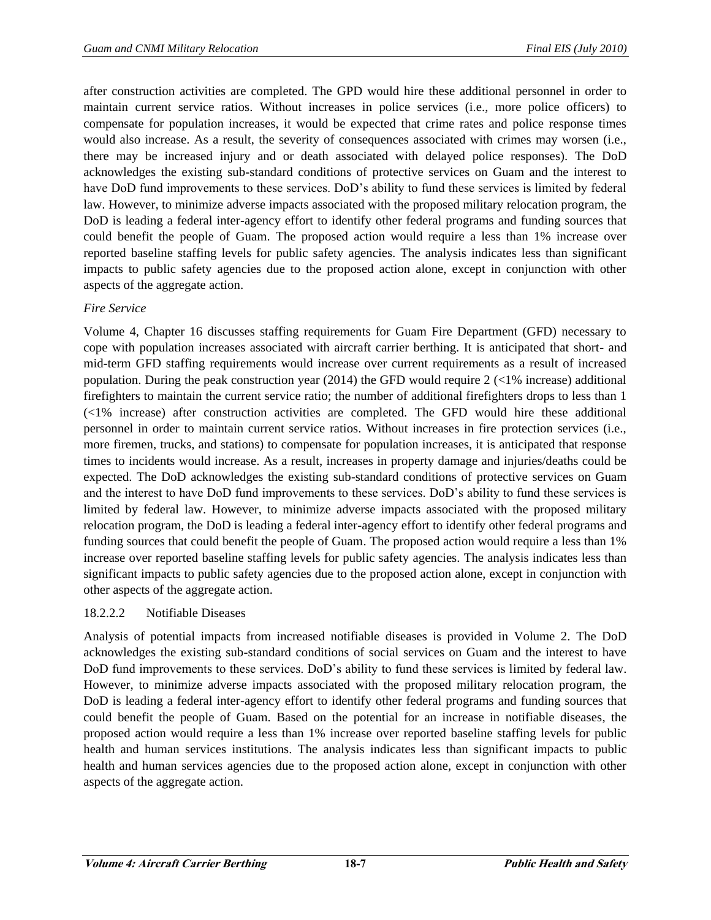after construction activities are completed. The GPD would hire these additional personnel in order to maintain current service ratios. Without increases in police services (i.e., more police officers) to compensate for population increases, it would be expected that crime rates and police response times would also increase. As a result, the severity of consequences associated with crimes may worsen (i.e., there may be increased injury and or death associated with delayed police responses). The DoD acknowledges the existing sub-standard conditions of protective services on Guam and the interest to have DoD fund improvements to these services. DoD's ability to fund these services is limited by federal law. However, to minimize adverse impacts associated with the proposed military relocation program, the DoD is leading a federal inter-agency effort to identify other federal programs and funding sources that could benefit the people of Guam. The proposed action would require a less than 1% increase over reported baseline staffing levels for public safety agencies. The analysis indicates less than significant impacts to public safety agencies due to the proposed action alone, except in conjunction with other aspects of the aggregate action.

*Fire Service*

Volume 4, Chapter 16 discusses staffing requirements for Guam Fire Department (GFD) necessary to cope with population increases associated with aircraft carrier berthing. It is anticipated that short- and mid-term GFD staffing requirements would increase over current requirements as a result of increased population. During the peak construction year (2014) the GFD would require 2 (<1% increase) additional firefighters to maintain the current service ratio; the number of additional firefighters drops to less than 1 (<1% increase) after construction activities are completed. The GFD would hire these additional personnel in order to maintain current service ratios. Without increases in fire protection services (i.e., more firemen, trucks, and stations) to compensate for population increases, it is anticipated that response times to incidents would increase. As a result, increases in property damage and injuries/deaths could be expected. The DoD acknowledges the existing sub-standard conditions of protective services on Guam and the interest to have DoD fund improvements to these services. DoD's ability to fund these services is limited by federal law. However, to minimize adverse impacts associated with the proposed military relocation program, the DoD is leading a federal inter-agency effort to identify other federal programs and funding sources that could benefit the people of Guam. The proposed action would require a less than 1% increase over reported baseline staffing levels for public safety agencies. The analysis indicates less than significant impacts to public safety agencies due to the proposed action alone, except in conjunction with other aspects of the aggregate action.

#### 18.2.2.2 Notifiable Diseases

Analysis of potential impacts from increased notifiable diseases is provided in Volume 2. The DoD acknowledges the existing sub-standard conditions of social services on Guam and the interest to have DoD fund improvements to these services. DoD's ability to fund these services is limited by federal law. However, to minimize adverse impacts associated with the proposed military relocation program, the DoD is leading a federal inter-agency effort to identify other federal programs and funding sources that could benefit the people of Guam. Based on the potential for an increase in notifiable diseases, the proposed action would require a less than 1% increase over reported baseline staffing levels for public health and human services institutions. The analysis indicates less than significant impacts to public health and human services agencies due to the proposed action alone, except in conjunction with other aspects of the aggregate action.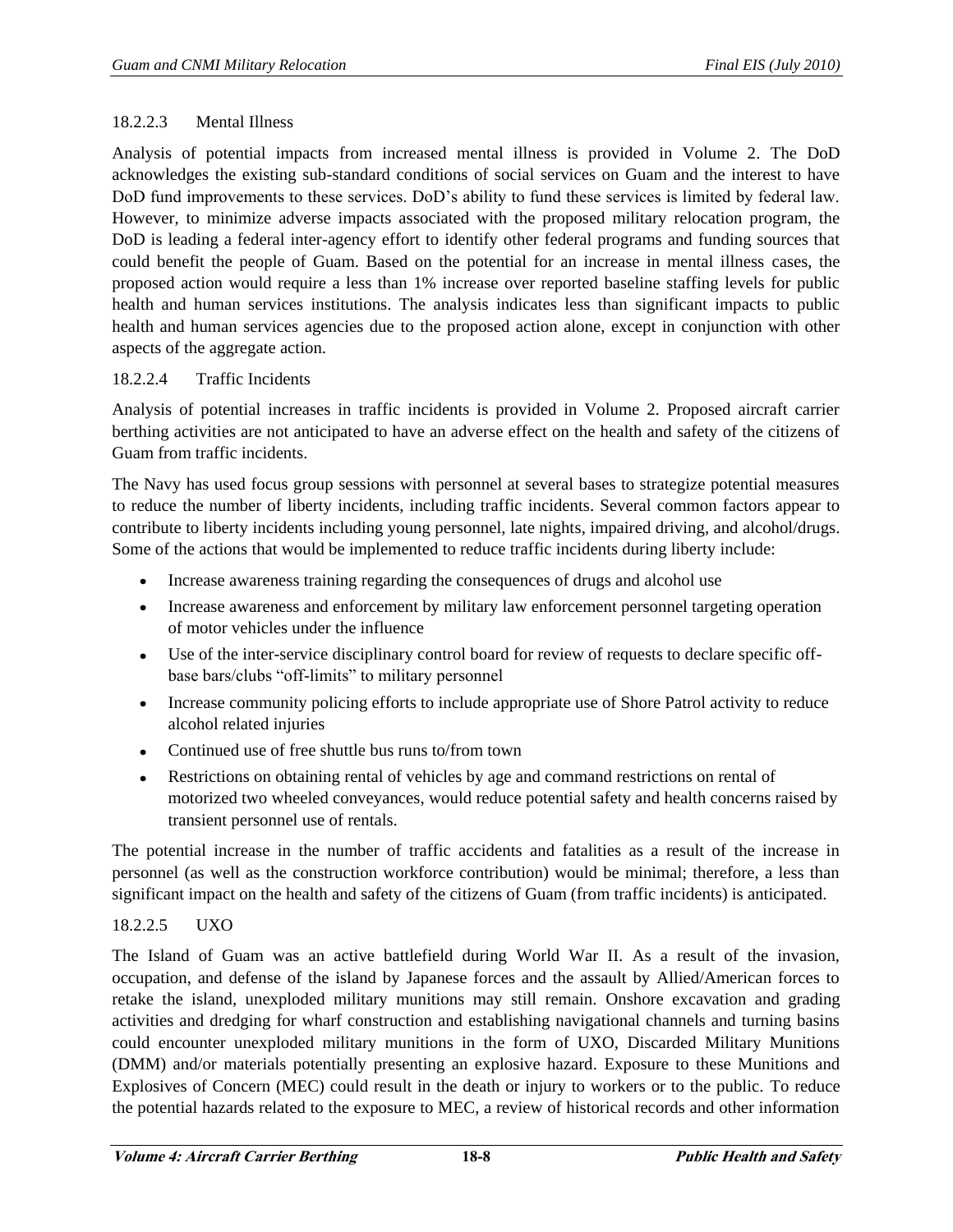#### 18.2.2.3 Mental Illness

Analysis of potential impacts from increased mental illness is provided in Volume 2. The DoD acknowledges the existing sub-standard conditions of social services on Guam and the interest to have DoD fund improvements to these services. DoD's ability to fund these services is limited by federal law. However, to minimize adverse impacts associated with the proposed military relocation program, the DoD is leading a federal inter-agency effort to identify other federal programs and funding sources that could benefit the people of Guam. Based on the potential for an increase in mental illness cases, the proposed action would require a less than 1% increase over reported baseline staffing levels for public health and human services institutions. The analysis indicates less than significant impacts to public health and human services agencies due to the proposed action alone, except in conjunction with other aspects of the aggregate action.

#### 18.2.2.4 Traffic Incidents

Analysis of potential increases in traffic incidents is provided in Volume 2. Proposed aircraft carrier berthing activities are not anticipated to have an adverse effect on the health and safety of the citizens of Guam from traffic incidents.

The Navy has used focus group sessions with personnel at several bases to strategize potential measures to reduce the number of liberty incidents, including traffic incidents. Several common factors appear to contribute to liberty incidents including young personnel, late nights, impaired driving, and alcohol/drugs. Some of the actions that would be implemented to reduce traffic incidents during liberty include:

- Increase awareness training regarding the consequences of drugs and alcohol use
- Increase awareness and enforcement by military law enforcement personnel targeting operation of motor vehicles under the influence
- Use of the inter-service disciplinary control board for review of requests to declare specific off-base bars/clubs "off-limits" to military personnel
- Increase community policing efforts to include appropriate use of Shore Patrol activity to reduce alcohol related injuries
- Continued use of free shuttle bus runs to/from town
- Restrictions on obtaining rental of vehicles by age and command restrictions on rental of motorized two wheeled conveyances, would reduce potential safety and health concerns raised by transient personnel use of rentals.

The potential increase in the number of traffic accidents and fatalities as a result of the increase in personnel (as well as the construction workforce contribution) would be minimal; therefore, a less than significant impact on the health and safety of the citizens of Guam (from traffic incidents) is anticipated.

#### 18.2.2.5 UXO

The Island of Guam was an active battlefield during World War II. As a result of the invasion, occupation, and defense of the island by Japanese forces and the assault by Allied/American forces to retake the island, unexploded military munitions may still remain. Onshore excavation and grading activities and dredging for wharf construction and establishing navigational channels and turning basins could encounter unexploded military munitions in the form of UXO, Discarded Military Munitions (DMM) and/or materials potentially presenting an explosive hazard. Exposure to these Munitions and Explosives of Concern (MEC) could result in the death or injury to workers or to the public. To reduce the potential hazards related to the exposure to MEC, a review of historical records and other information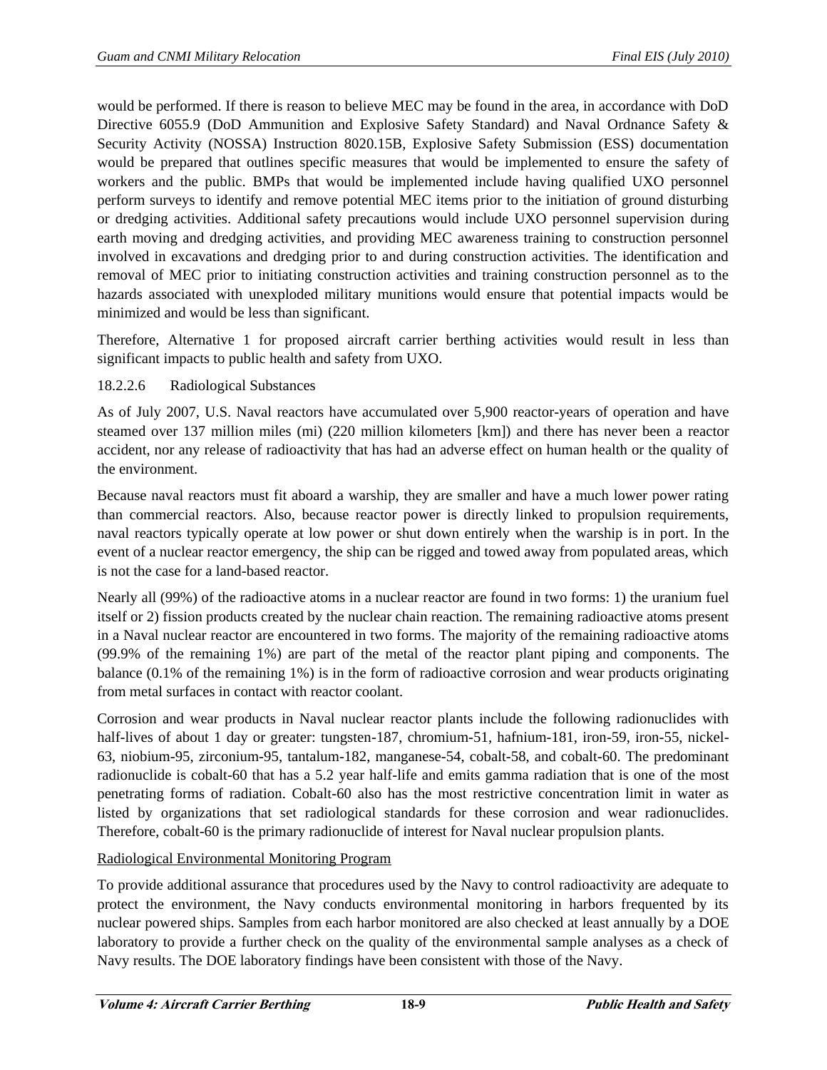would be performed. If there is reason to believe MEC may be found in the area, in accordance with DoD Directive 6055.9 (DoD Ammunition and Explosive Safety Standard) and Naval Ordnance Safety & Security Activity (NOSSA) Instruction 8020.15B, Explosive Safety Submission (ESS) documentation would be prepared that outlines specific measures that would be implemented to ensure the safety of workers and the public. BMPs that would be implemented include having qualified UXO personnel perform surveys to identify and remove potential MEC items prior to the initiation of ground disturbing or dredging activities. Additional safety precautions would include UXO personnel supervision during earth moving and dredging activities, and providing MEC awareness training to construction personnel involved in excavations and dredging prior to and during construction activities. The identification and removal of MEC prior to initiating construction activities and training construction personnel as to the hazards associated with unexploded military munitions would ensure that potential impacts would be minimized and would be less than significant.

Therefore, Alternative 1 for proposed aircraft carrier berthing activities would result in less than significant impacts to public health and safety from UXO.

#### 18.2.2.6 Radiological Substances

As of July 2007, U.S. Naval reactors have accumulated over 5,900 reactor-years of operation and have steamed over 137 million miles (mi) (220 million kilometers [km]) and there has never been a reactor accident, nor any release of radioactivity that has had an adverse effect on human health or the quality of the environment.

Because naval reactors must fit aboard a warship, they are smaller and have a much lower power rating than commercial reactors. Also, because reactor power is directly linked to propulsion requirements, naval reactors typically operate at low power or shut down entirely when the warship is in port. In the event of a nuclear reactor emergency, the ship can be rigged and towed away from populated areas, which is not the case for a land-based reactor.

Nearly all (99%) of the radioactive atoms in a nuclear reactor are found in two forms: 1) the uranium fuel itself or 2) fission products created by the nuclear chain reaction. The remaining radioactive atoms present in a Naval nuclear reactor are encountered in two forms. The majority of the remaining radioactive atoms (99.9% of the remaining 1%) are part of the metal of the reactor plant piping and components. The balance (0.1% of the remaining 1%) is in the form of radioactive corrosion and wear products originating from metal surfaces in contact with reactor coolant.

Corrosion and wear products in Naval nuclear reactor plants include the following radionuclides with half-lives of about 1 day or greater: tungsten-187, chromium-51, hafnium-181, iron-59, iron-55, nickel-63, niobium-95, zirconium-95, tantalum-182, manganese-54, cobalt-58, and cobalt-60. The predominant radionuclide is cobalt-60 that has a 5.2 year half-life and emits gamma radiation that is one of the most penetrating forms of radiation. Cobalt-60 also has the most restrictive concentration limit in water as listed by organizations that set radiological standards for these corrosion and wear radionuclides. Therefore, cobalt-60 is the primary radionuclide of interest for Naval nuclear propulsion plants.

Radiological Environmental Monitoring Program

To provide additional assurance that procedures used by the Navy to control radioactivity are adequate to protect the environment, the Navy conducts environmental monitoring in harbors frequented by its nuclear powered ships. Samples from each harbor monitored are also checked at least annually by a DOE laboratory to provide a further check on the quality of the environmental sample analyses as a check of Navy results. The DOE laboratory findings have been consistent with those of the Navy.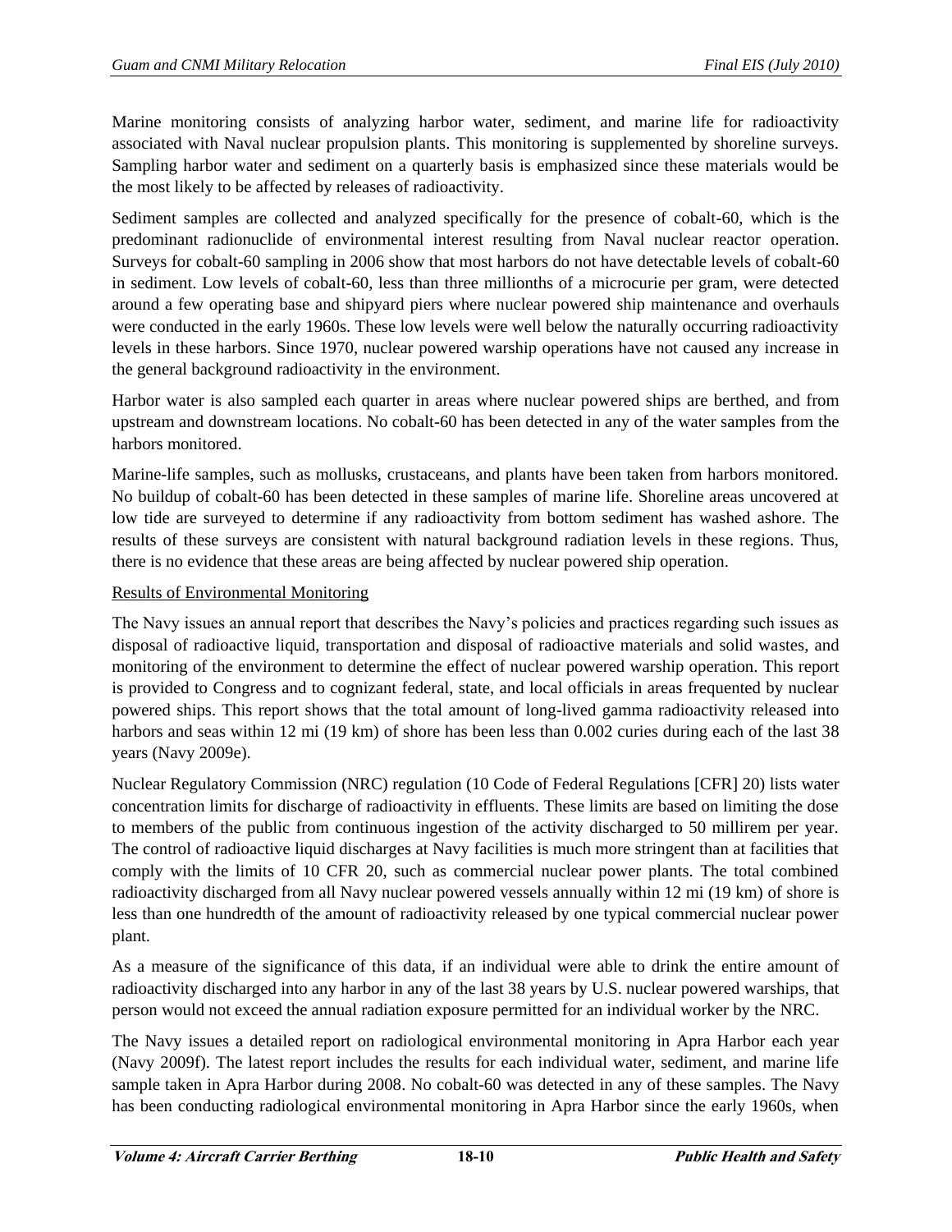Marine monitoring consists of analyzing harbor water, sediment, and marine life for radioactivity associated with Naval nuclear propulsion plants. This monitoring is supplemented by shoreline surveys. Sampling harbor water and sediment on a quarterly basis is emphasized since these materials would be the most likely to be affected by releases of radioactivity.

Sediment samples are collected and analyzed specifically for the presence of cobalt-60, which is the predominant radionuclide of environmental interest resulting from Naval nuclear reactor operation. Surveys for cobalt-60 sampling in 2006 show that most harbors do not have detectable levels of cobalt-60 in sediment. Low levels of cobalt-60, less than three millionths of a microcurie per gram, were detected around a few operating base and shipyard piers where nuclear powered ship maintenance and overhauls were conducted in the early 1960s. These low levels were well below the naturally occurring radioactivity levels in these harbors. Since 1970, nuclear powered warship operations have not caused any increase in the general background radioactivity in the environment.

Harbor water is also sampled each quarter in areas where nuclear powered ships are berthed, and from upstream and downstream locations. No cobalt-60 has been detected in any of the water samples from the harbors monitored.

Marine-life samples, such as mollusks, crustaceans, and plants have been taken from harbors monitored. No buildup of cobalt-60 has been detected in these samples of marine life. Shoreline areas uncovered at low tide are surveyed to determine if any radioactivity from bottom sediment has washed ashore. The results of these surveys are consistent with natural background radiation levels in these regions. Thus, there is no evidence that these areas are being affected by nuclear powered ship operation.

Results of Environmental Monitoring

The Navy issues an annual report that describes the Navy's policies and practices regarding such issues as disposal of radioactive liquid, transportation and disposal of radioactive materials and solid wastes, and monitoring of the environment to determine the effect of nuclear powered warship operation. This report is provided to Congress and to cognizant federal, state, and local officials in areas frequented by nuclear powered ships. This report shows that the total amount of long-lived gamma radioactivity released into harbors and seas within 12 mi (19 km) of shore has been less than 0.002 curies during each of the last 38 years (Navy 2009e).

Nuclear Regulatory Commission (NRC) regulation (10 Code of Federal Regulations [CFR] 20) lists water concentration limits for discharge of radioactivity in effluents. These limits are based on limiting the dose to members of the public from continuous ingestion of the activity discharged to 50 millirem per year. The control of radioactive liquid discharges at Navy facilities is much more stringent than at facilities that comply with the limits of 10 CFR 20, such as commercial nuclear power plants. The total combined radioactivity discharged from all Navy nuclear powered vessels annually within 12 mi (19 km) of shore is less than one hundredth of the amount of radioactivity released by one typical commercial nuclear power plant.

As a measure of the significance of this data, if an individual were able to drink the entire amount of radioactivity discharged into any harbor in any of the last 38 years by U.S. nuclear powered warships, that person would not exceed the annual radiation exposure permitted for an individual worker by the NRC.

The Navy issues a detailed report on radiological environmental monitoring in Apra Harbor each year (Navy 2009f). The latest report includes the results for each individual water, sediment, and marine life sample taken in Apra Harbor during 2008. No cobalt-60 was detected in any of these samples. The Navy has been conducting radiological environmental monitoring in Apra Harbor since the early 1960s, when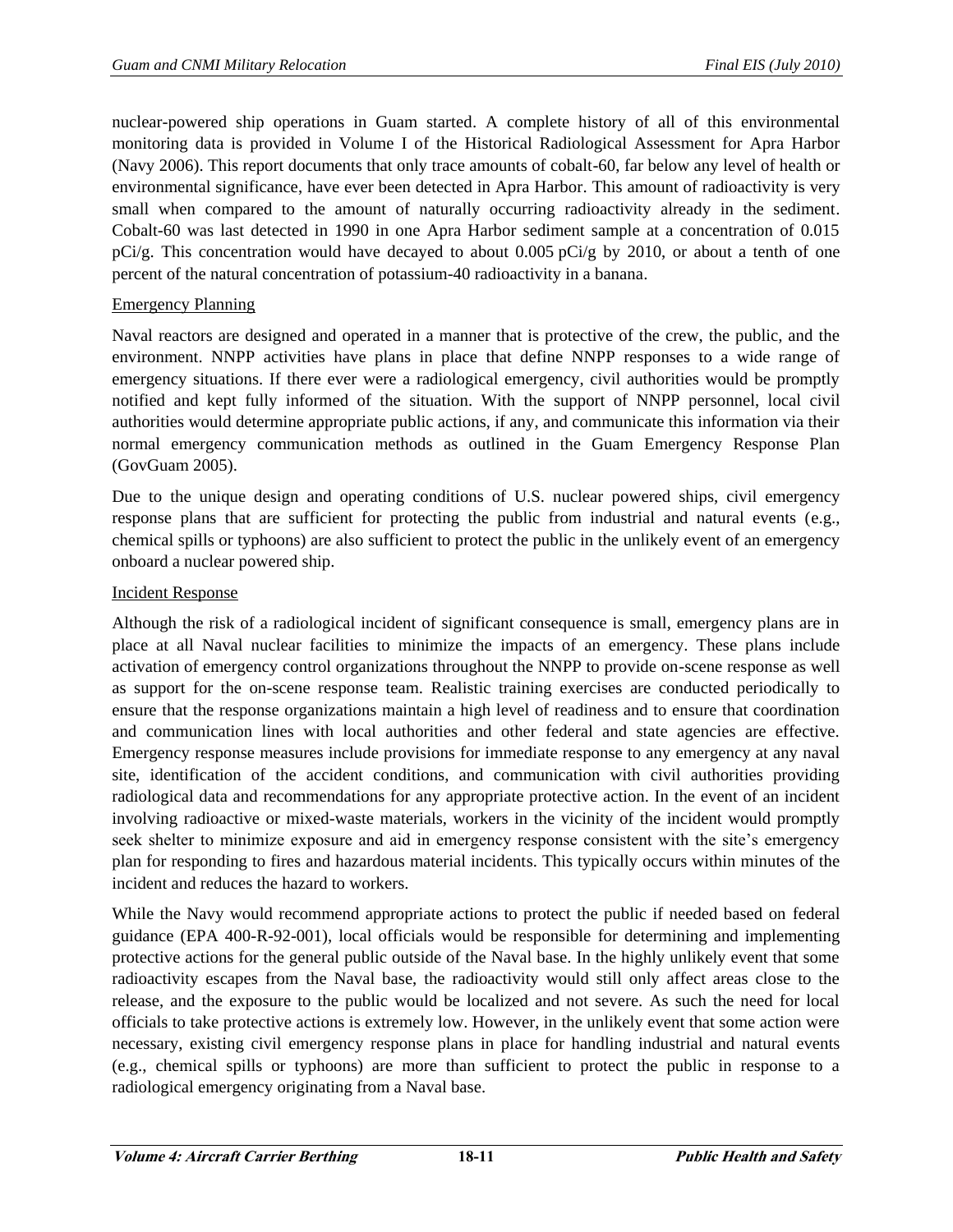nuclear-powered ship operations in Guam started. A complete history of all of this environmental monitoring data is provided in Volume I of the Historical Radiological Assessment for Apra Harbor (Navy 2006). This report documents that only trace amounts of cobalt-60, far below any level of health or environmental significance, have ever been detected in Apra Harbor. This amount of radioactivity is very small when compared to the amount of naturally occurring radioactivity already in the sediment. Cobalt-60 was last detected in 1990 in one Apra Harbor sediment sample at a concentration of 0.015 pCi/g. This concentration would have decayed to about 0.005 pCi/g by 2010, or about a tenth of one percent of the natural concentration of potassium-40 radioactivity in a banana.

## Emergency Planning

Naval reactors are designed and operated in a manner that is protective of the crew, the public, and the environment. NNPP activities have plans in place that define NNPP responses to a wide range of emergency situations. If there ever were a radiological emergency, civil authorities would be promptly notified and kept fully informed of the situation. With the support of NNPP personnel, local civil authorities would determine appropriate public actions, if any, and communicate this information via their normal emergency communication methods as outlined in the Guam Emergency Response Plan (GovGuam 2005).

Due to the unique design and operating conditions of U.S. nuclear powered ships, civil emergency response plans that are sufficient for protecting the public from industrial and natural events (e.g., chemical spills or typhoons) are also sufficient to protect the public in the unlikely event of an emergency onboard a nuclear powered ship.

## Incident Response

Although the risk of a radiological incident of significant consequence is small, emergency plans are in place at all Naval nuclear facilities to minimize the impacts of an emergency. These plans include activation of emergency control organizations throughout the NNPP to provide on-scene response as well as support for the on-scene response team. Realistic training exercises are conducted periodically to ensure that the response organizations maintain a high level of readiness and to ensure that coordination and communication lines with local authorities and other federal and state agencies are effective. Emergency response measures include provisions for immediate response to any emergency at any naval site, identification of the accident conditions, and communication with civil authorities providing radiological data and recommendations for any appropriate protective action. In the event of an incident involving radioactive or mixed-waste materials, workers in the vicinity of the incident would promptly seek shelter to minimize exposure and aid in emergency response consistent with the site's emergency plan for responding to fires and hazardous material incidents. This typically occurs within minutes of the incident and reduces the hazard to workers.

While the Navy would recommend appropriate actions to protect the public if needed based on federal guidance (EPA 400-R-92-001), local officials would be responsible for determining and implementing protective actions for the general public outside of the Naval base. In the highly unlikely event that some radioactivity escapes from the Naval base, the radioactivity would still only affect areas close to the release, and the exposure to the public would be localized and not severe. As such the need for local officials to take protective actions is extremely low. However, in the unlikely event that some action were necessary, existing civil emergency response plans in place for handling industrial and natural events (e.g., chemical spills or typhoons) are more than sufficient to protect the public in response to a radiological emergency originating from a Naval base.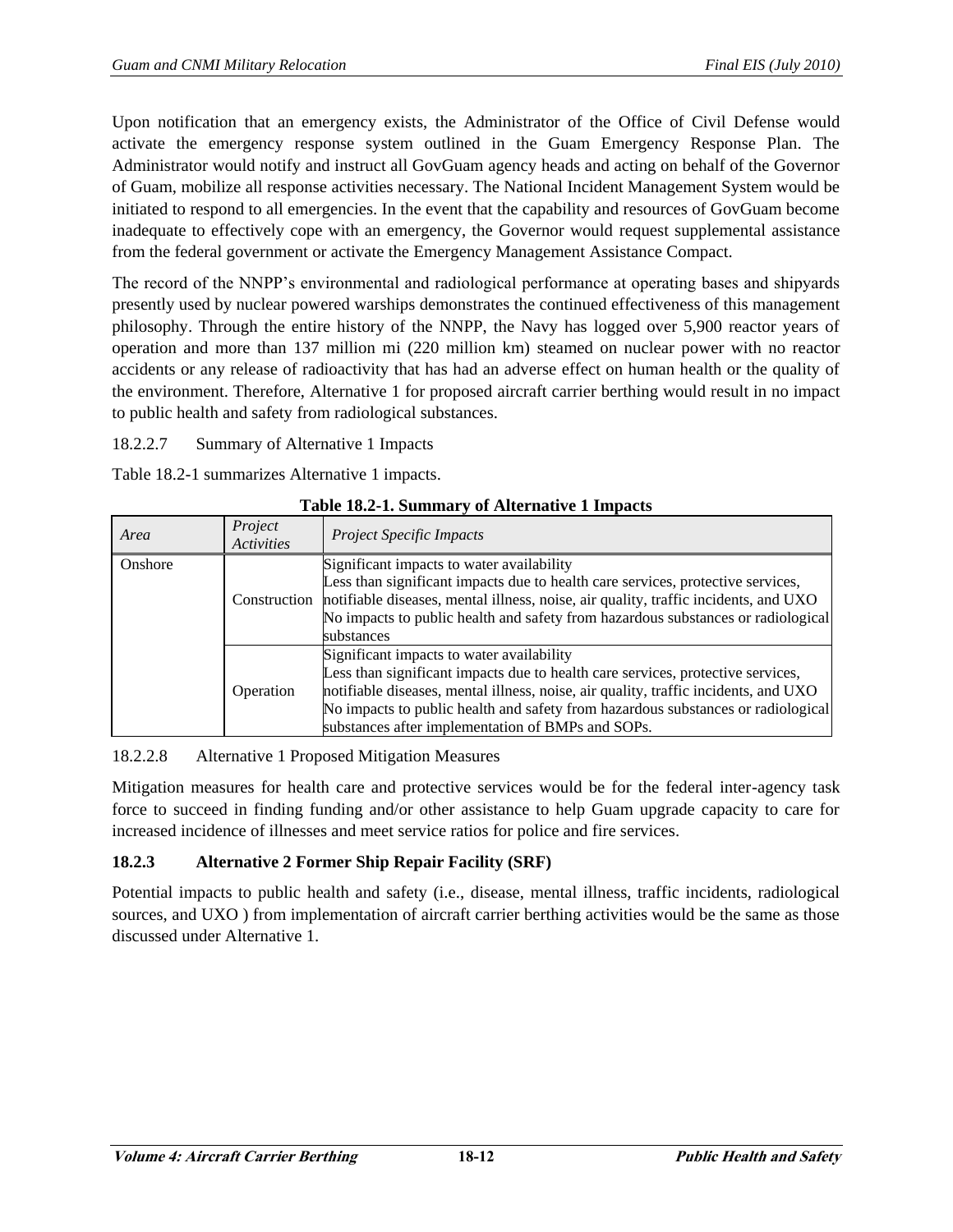Upon notification that an emergency exists, the Administrator of the Office of Civil Defense would activate the emergency response system outlined in the Guam Emergency Response Plan. The Administrator would notify and instruct all GovGuam agency heads and acting on behalf of the Governor of Guam, mobilize all response activities necessary. The National Incident Management System would be initiated to respond to all emergencies. In the event that the capability and resources of GovGuam become inadequate to effectively cope with an emergency, the Governor would request supplemental assistance from the federal government or activate the Emergency Management Assistance Compact.

The record of the NNPP's environmental and radiological performance at operating bases and shipyards presently used by nuclear powered warships demonstrates the continued effectiveness of this management philosophy. Through the entire history of the NNPP, the Navy has logged over 5,900 reactor years of operation and more than 137 million mi (220 million km) steamed on nuclear power with no reactor accidents or any release of radioactivity that has had an adverse effect on human health or the quality of the environment. Therefore, Alternative 1 for proposed aircraft carrier berthing would result in no impact to public health and safety from radiological substances.

#### 18.2.2.7 Summary of Alternative 1 Impacts

Table 18.2-1 summarizes Alternative 1 impacts.

**Table 18.2-1. Summary of Alternative 1 Impacts**

| *Area* | *Project Activities* | *Project Specific Impacts* |
|---|---|---|
| Onshore | Construction | Significant impacts to water availability<br>Less than significant impacts due to health care services, protective services, notifiable diseases, mental illness, noise, air quality, traffic incidents, and UXO<br>No impacts to public health and safety from hazardous substances or radiological substances |
| | Operation | Significant impacts to water availability<br>Less than significant impacts due to health care services, protective services, notifiable diseases, mental illness, noise, air quality, traffic incidents, and UXO<br>No impacts to public health and safety from hazardous substances or radiological substances after implementation of BMPs and SOPs. |

#### 18.2.2.8 Alternative 1 Proposed Mitigation Measures

Mitigation measures for health care and protective services would be for the federal inter-agency task force to succeed in finding funding and/or other assistance to help Guam upgrade capacity to care for increased incidence of illnesses and meet service ratios for police and fire services.

### 18.2.3 Alternative 2 Former Ship Repair Facility (SRF)

Potential impacts to public health and safety (i.e., disease, mental illness, traffic incidents, radiological sources, and UXO ) from implementation of aircraft carrier berthing activities would be the same as those discussed under Alternative 1.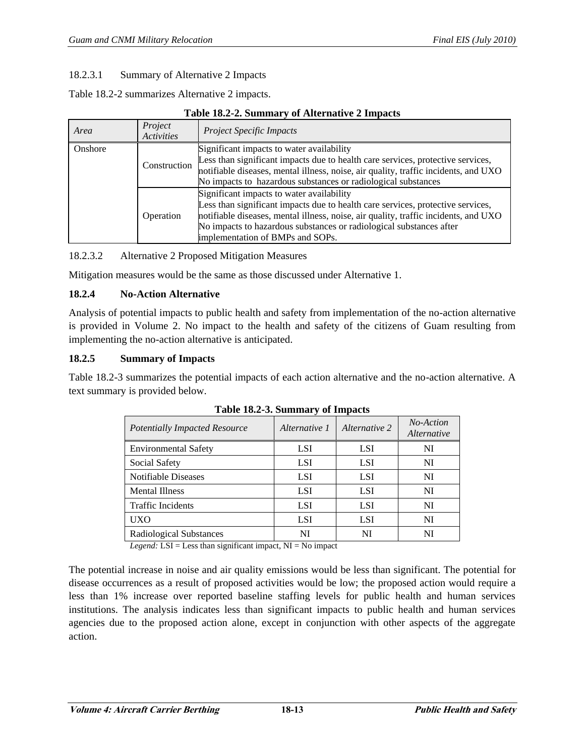18.2.3.1 Summary of Alternative 2 Impacts

Table 18.2-2 summarizes Alternative 2 impacts.

**Table 18.2-2. Summary of Alternative 2 Impacts**

| *Area* | *Project Activities* | *Project Specific Impacts* |
|---|---|---|
| Onshore | Construction | Significant impacts to water availability<br>Less than significant impacts due to health care services, protective services, notifiable diseases, mental illness, noise, air quality, traffic incidents, and UXO<br>No impacts to hazardous substances or radiological substances |
| | Operation | Significant impacts to water availability<br>Less than significant impacts due to health care services, protective services, notifiable diseases, mental illness, noise, air quality, traffic incidents, and UXO<br>No impacts to hazardous substances or radiological substances after implementation of BMPs and SOPs. |

18.2.3.2 Alternative 2 Proposed Mitigation Measures

Mitigation measures would be the same as those discussed under Alternative 1.

### 18.2.4 No-Action Alternative

Analysis of potential impacts to public health and safety from implementation of the no-action alternative is provided in Volume 2. No impact to the health and safety of the citizens of Guam resulting from implementing the no-action alternative is anticipated.

### 18.2.5 Summary of Impacts

Table 18.2-3 summarizes the potential impacts of each action alternative and the no-action alternative. A text summary is provided below.

**Table 18.2-3. Summary of Impacts**

| *Potentially Impacted Resource* | *Alternative 1* | *Alternative 2* | *No-Action Alternative* |
|---|---|---|---|
| Environmental Safety | LSI | LSI | NI |
| Social Safety | LSI | LSI | NI |
| Notifiable Diseases | LSI | LSI | NI |
| Mental Illness | LSI | LSI | NI |
| Traffic Incidents | LSI | LSI | NI |
| UXO | LSI | LSI | NI |
| Radiological Substances | NI | NI | NI |

*Legend:* LSI = Less than significant impact, NI = No impact

The potential increase in noise and air quality emissions would be less than significant. The potential for disease occurrences as a result of proposed activities would be low; the proposed action would require a less than 1% increase over reported baseline staffing levels for public health and human services institutions. The analysis indicates less than significant impacts to public health and human services agencies due to the proposed action alone, except in conjunction with other aspects of the aggregate action.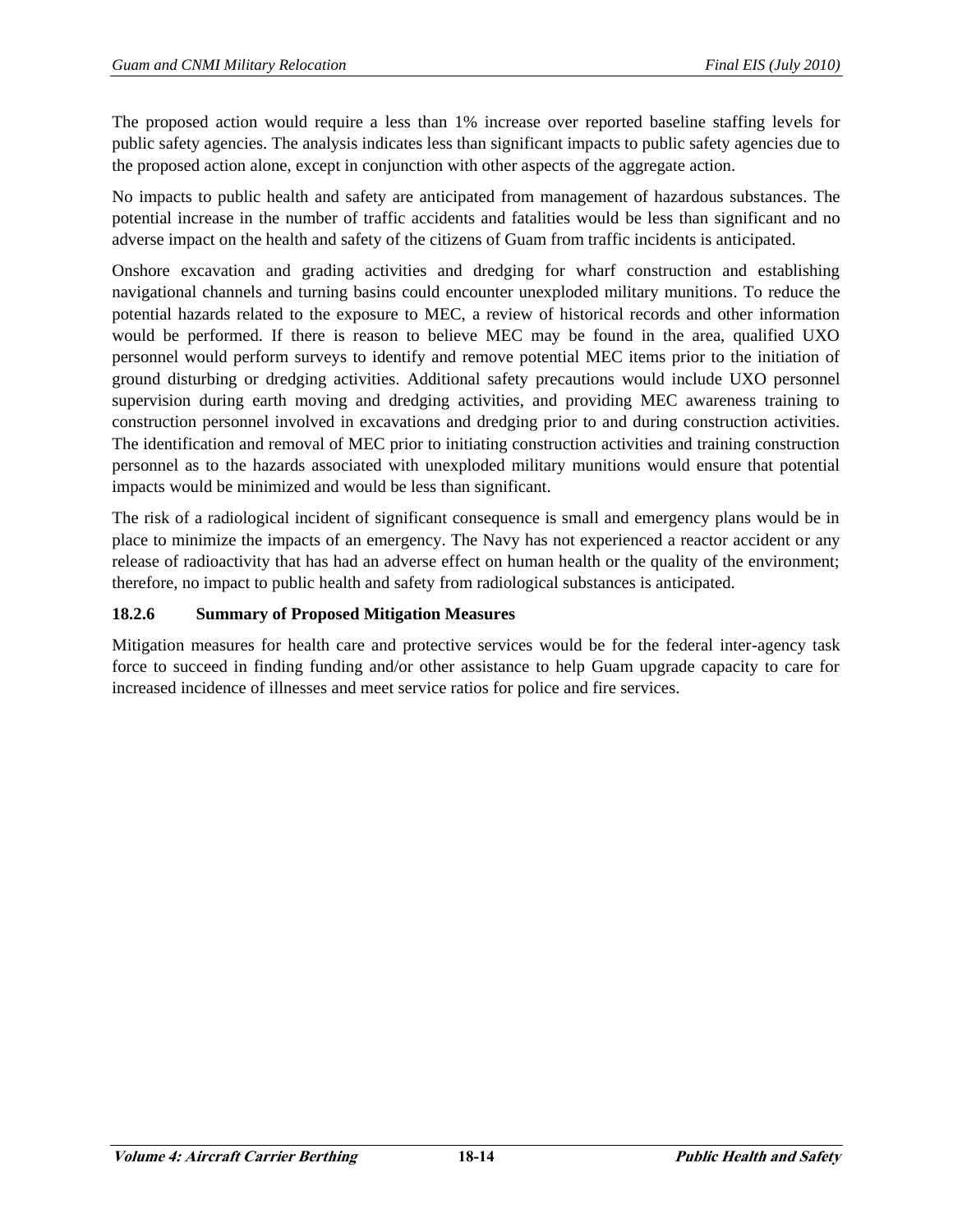The proposed action would require a less than 1% increase over reported baseline staffing levels for public safety agencies. The analysis indicates less than significant impacts to public safety agencies due to the proposed action alone, except in conjunction with other aspects of the aggregate action.

No impacts to public health and safety are anticipated from management of hazardous substances. The potential increase in the number of traffic accidents and fatalities would be less than significant and no adverse impact on the health and safety of the citizens of Guam from traffic incidents is anticipated.

Onshore excavation and grading activities and dredging for wharf construction and establishing navigational channels and turning basins could encounter unexploded military munitions. To reduce the potential hazards related to the exposure to MEC, a review of historical records and other information would be performed. If there is reason to believe MEC may be found in the area, qualified UXO personnel would perform surveys to identify and remove potential MEC items prior to the initiation of ground disturbing or dredging activities. Additional safety precautions would include UXO personnel supervision during earth moving and dredging activities, and providing MEC awareness training to construction personnel involved in excavations and dredging prior to and during construction activities. The identification and removal of MEC prior to initiating construction activities and training construction personnel as to the hazards associated with unexploded military munitions would ensure that potential impacts would be minimized and would be less than significant.

The risk of a radiological incident of significant consequence is small and emergency plans would be in place to minimize the impacts of an emergency. The Navy has not experienced a reactor accident or any release of radioactivity that has had an adverse effect on human health or the quality of the environment; therefore, no impact to public health and safety from radiological substances is anticipated.

### 18.2.6 Summary of Proposed Mitigation Measures

Mitigation measures for health care and protective services would be for the federal inter-agency task force to succeed in finding funding and/or other assistance to help Guam upgrade capacity to care for increased incidence of illnesses and meet service ratios for police and fire services.